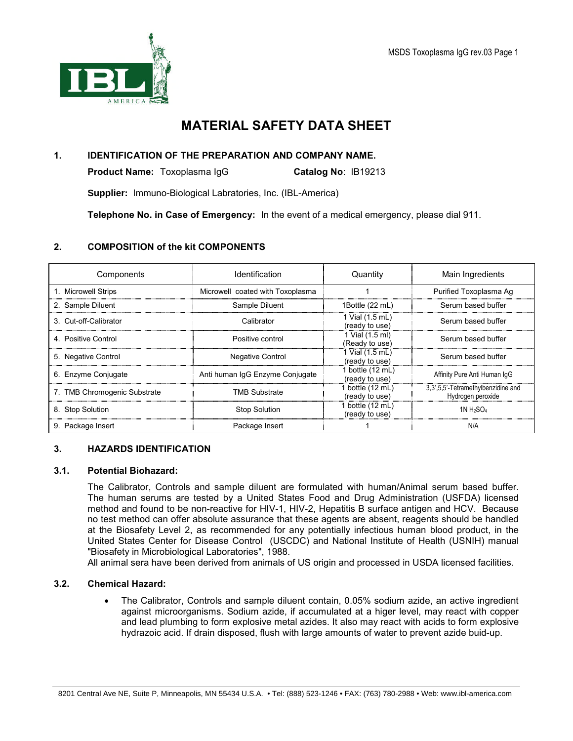# MATERIAL SAFETY DATA SHEET

## 1. IDENTIFICATION OF THE PREPARATION AND COMPANY NAME.

**Product Name:** Toxoplasma IgG **Catalog No**: IB19213

**Supplier:** Immuno-Biological Labratories, Inc. (IBL-America)

**Telephone No. in Case of Emergency:** In the event of a medical emergency, please dial 911.

## 2. COMPOSITION of the kit COMPONENTS

| Components | Identification | Quantity | Main Ingredients |
|---|---|---|---|
| 1. Microwell Strips | Microwell coated with Toxoplasma | 1 | Purified Toxoplasma Ag |
| 2. Sample Diluent | Sample Diluent | 1Bottle (22 mL) | Serum based buffer |
| 3. Cut-off-Calibrator | Calibrator | 1 Vial (1.5 mL) (ready to use) | Serum based buffer |
| 4. Positive Control | Positive control | 1 Vial (1.5 ml) (Ready to use) | Serum based buffer |
| 5. Negative Control | Negative Control | 1 Vial (1.5 mL) (ready to use) | Serum based buffer |
| 6. Enzyme Conjugate | Anti human IgG Enzyme Conjugate | 1 bottle (12 mL) (ready to use) | Affinity Pure Anti Human IgG |
| 7. TMB Chromogenic Substrate | TMB Substrate | 1 bottle (12 mL) (ready to use) | 3,3',5,5'-Tetramethylbenzidine and Hydrogen peroxide |
| 8. Stop Solution | Stop Solution | 1 bottle (12 mL) (ready to use) | 1N $H_2SO_4$ |
| 9. Package Insert | Package Insert | 1 | N/A |

## 3. HAZARDS IDENTIFICATION

### 3.1. Potential Biohazard:

The Calibrator, Controls and sample diluent are formulated with human/Animal serum based buffer. The human serums are tested by a United States Food and Drug Administration (USFDA) licensed method and found to be non-reactive for HIV-1, HIV-2, Hepatitis B surface antigen and HCV. Because no test method can offer absolute assurance that these agents are absent, reagents should be handled at the Biosafety Level 2, as recommended for any potentially infectious human blood product, in the United States Center for Disease Control (USCDC) and National Institute of Health (USNIH) manual "Biosafety in Microbiological Laboratories", 1988.
All animal sera have been derived from animals of US origin and processed in USDA licensed facilities.

### 3.2. Chemical Hazard:

- The Calibrator, Controls and sample diluent contain, 0.05% sodium azide, an active ingredient against microorganisms. Sodium azide, if accumulated at a higer level, may react with copper and lead plumbing to form explosive metal azides. It also may react with acids to form explosive hydrazoic acid. If drain disposed, flush with large amounts of water to prevent azide buid-up.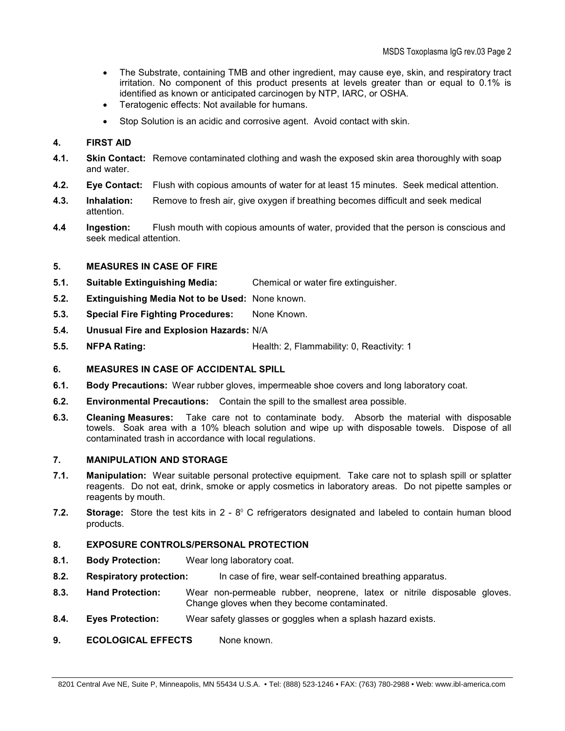- The Substrate, containing TMB and other ingredient, may cause eye, skin, and respiratory tract irritation. No component of this product presents at levels greater than or equal to 0.1% is identified as known or anticipated carcinogen by NTP, IARC, or OSHA.
- Teratogenic effects: Not available for humans.
- Stop Solution is an acidic and corrosive agent. Avoid contact with skin.

## 4. FIRST AID

**4.1. Skin Contact:** Remove contaminated clothing and wash the exposed skin area thoroughly with soap and water.

**4.2. Eye Contact:** Flush with copious amounts of water for at least 15 minutes. Seek medical attention.

**4.3. Inhalation:** Remove to fresh air, give oxygen if breathing becomes difficult and seek medical attention.

**4.4 Ingestion:** Flush mouth with copious amounts of water, provided that the person is conscious and seek medical attention.

## 5. MEASURES IN CASE OF FIRE

**5.1. Suitable Extinguishing Media:** Chemical or water fire extinguisher.

**5.2. Extinguishing Media Not to be Used:** None known.

**5.3. Special Fire Fighting Procedures:** None Known.

**5.4. Unusual Fire and Explosion Hazards:** N/A

**5.5. NFPA Rating:** Health: 2, Flammability: 0, Reactivity: 1

## 6. MEASURES IN CASE OF ACCIDENTAL SPILL

**6.1. Body Precautions:** Wear rubber gloves, impermeable shoe covers and long laboratory coat.

**6.2. Environmental Precautions:** Contain the spill to the smallest area possible.

**6.3. Cleaning Measures:** Take care not to contaminate body. Absorb the material with disposable towels. Soak area with a 10% bleach solution and wipe up with disposable towels. Dispose of all contaminated trash in accordance with local regulations.

## 7. MANIPULATION AND STORAGE

**7.1. Manipulation:** Wear suitable personal protective equipment. Take care not to splash spill or splatter reagents. Do not eat, drink, smoke or apply cosmetics in laboratory areas. Do not pipette samples or reagents by mouth.

**7.2. Storage:** Store the test kits in 2 - 8° C refrigerators designated and labeled to contain human blood products.

## 8. EXPOSURE CONTROLS/PERSONAL PROTECTION

**8.1. Body Protection:** Wear long laboratory coat.

**8.2. Respiratory protection:** In case of fire, wear self-contained breathing apparatus.

**8.3. Hand Protection:** Wear non-permeable rubber, neoprene, latex or nitrile disposable gloves. Change gloves when they become contaminated.

**8.4. Eyes Protection:** Wear safety glasses or goggles when a splash hazard exists.

## 9. ECOLOGICAL EFFECTS

None known.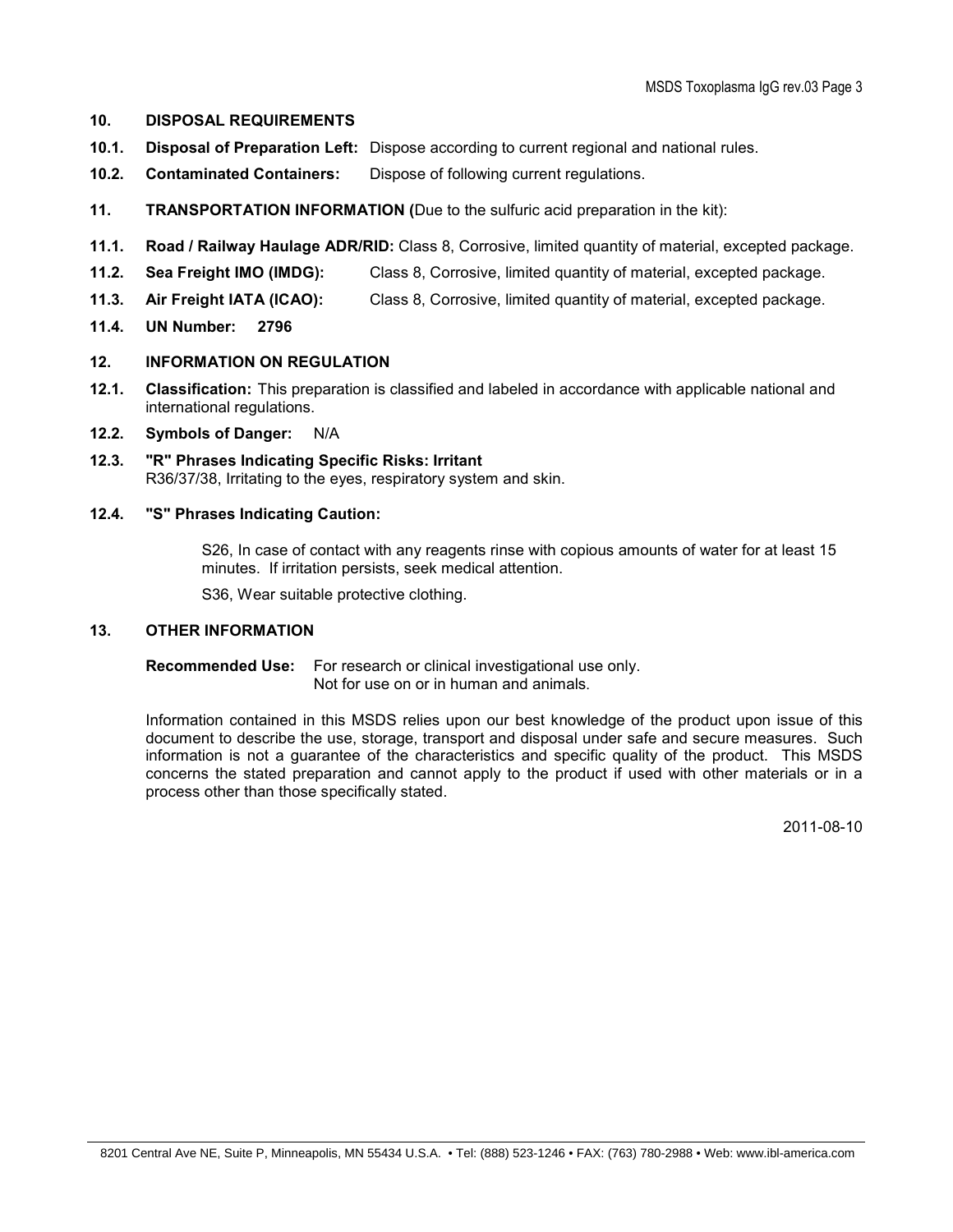## 10. DISPOSAL REQUIREMENTS

**10.1. Disposal of Preparation Left:** Dispose according to current regional and national rules.

**10.2. Contaminated Containers:** Dispose of following current regulations.

## 11. TRANSPORTATION INFORMATION (Due to the sulfuric acid preparation in the kit):

**11.1. Road / Railway Haulage ADR/RID:** Class 8, Corrosive, limited quantity of material, excepted package.

**11.2. Sea Freight IMO (IMDG):** Class 8, Corrosive, limited quantity of material, excepted package.

**11.3. Air Freight IATA (ICAO):** Class 8, Corrosive, limited quantity of material, excepted package.

**11.4. UN Number: 2796**

## 12. INFORMATION ON REGULATION

**12.1. Classification:** This preparation is classified and labeled in accordance with applicable national and international regulations.

**12.2. Symbols of Danger:** N/A

**12.3. "R" Phrases Indicating Specific Risks: Irritant**
R36/37/38, Irritating to the eyes, respiratory system and skin.

**12.4. "S" Phrases Indicating Caution:**

S26, In case of contact with any reagents rinse with copious amounts of water for at least 15 minutes. If irritation persists, seek medical attention.

S36, Wear suitable protective clothing.

## 13. OTHER INFORMATION

**Recommended Use:** For research or clinical investigational use only.
Not for use on or in human and animals.

Information contained in this MSDS relies upon our best knowledge of the product upon issue of this document to describe the use, storage, transport and disposal under safe and secure measures. Such information is not a guarantee of the characteristics and specific quality of the product. This MSDS concerns the stated preparation and cannot apply to the product if used with other materials or in a process other than those specifically stated.

2011-08-10